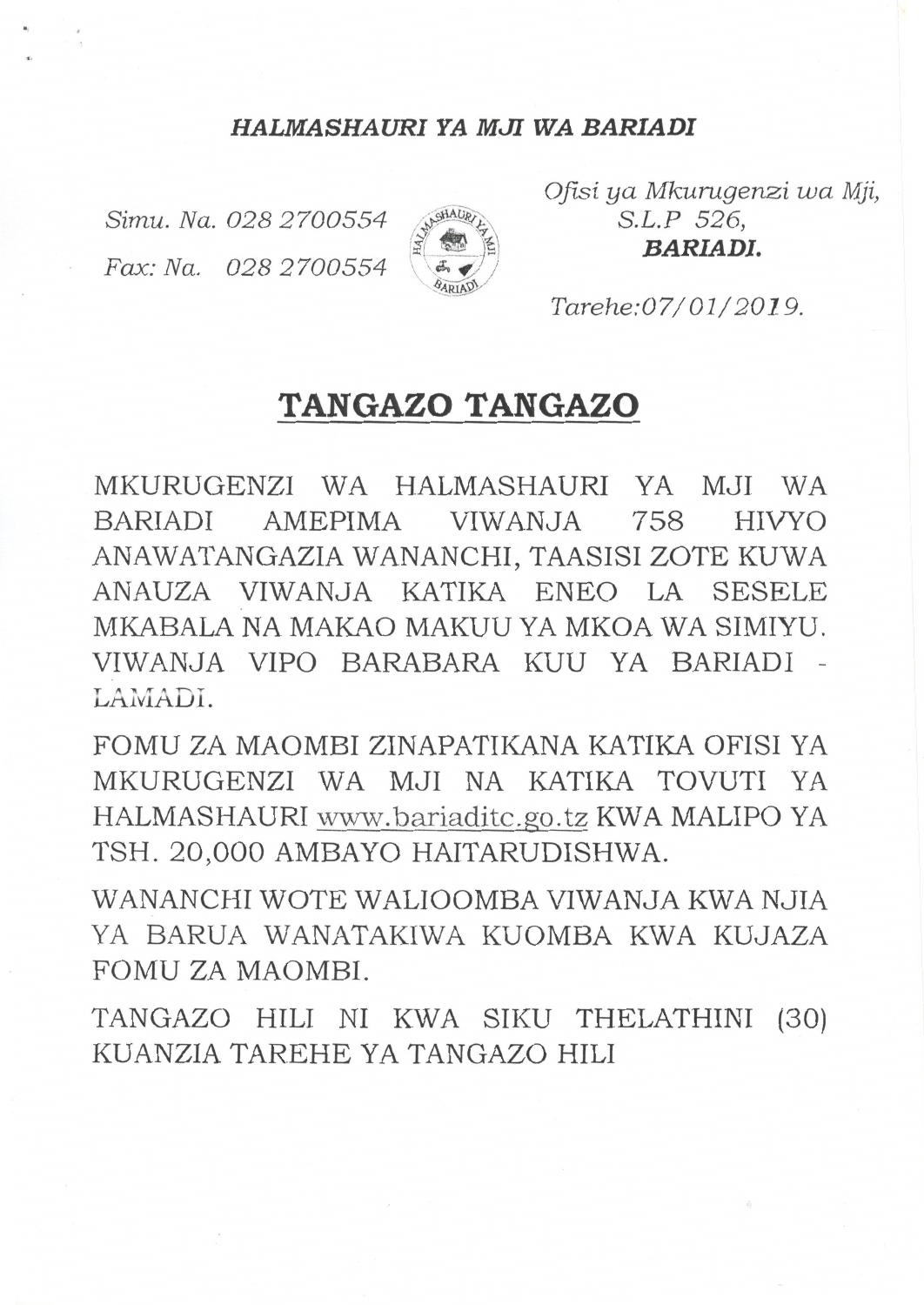***HALMASHAURI YA MJI WA BARIADI***

*Simu. Na. 028 2700554*
*Fax: Na. 028 2700554*

*Ofisi ya Mkurugenzi wa Mji,*
*S.L.P 526,*
***BARIADI.***

*Tarehe:07/01/2019.*

# **TANGAZO TANGAZO**

MKURUGENZI WA HALMASHAURI YA MJI WA BARIADI AMEPIMA VIWANJA 758 HIVYO ANAWATANGAZIA WANANCHI, TAASISI ZOTE KUWA ANAUZA VIWANJA KATIKA ENEO LA SESELE MKABALA NA MAKAO MAKUU YA MKOA WA SIMIYU. VIWANJA VIPO BARABARA KUU YA BARIADI - LAMADI.

FOMU ZA MAOMBI ZINAPATIKANA KATIKA OFISI YA MKURUGENZI WA MJI NA KATIKA TOVUTI YA HALMASHAURI www.bariaditc.go.tz KWA MALIPO YA TSH. 20,000 AMBAYO HAITARUDISHWA.

WANANCHI WOTE WALIOOMBA VIWANJA KWA NJIA YA BARUA WANATAKIWA KUOMBA KWA KUJAZA FOMU ZA MAOMBI.

TANGAZO HILI NI KWA SIKU THELATHINI (30) KUANZIA TAREHE YA TANGAZO HILI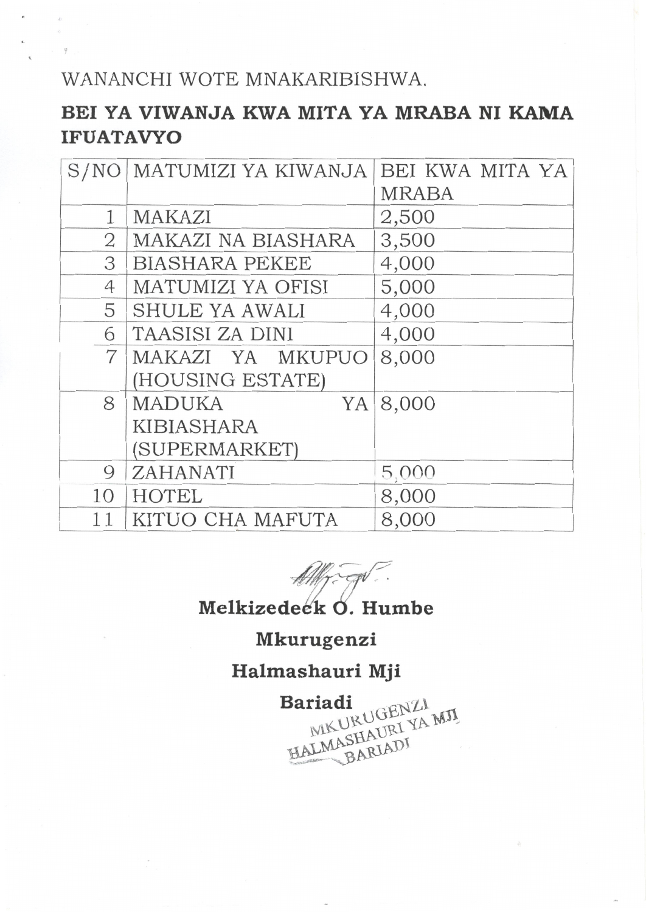WANANCHI WOTE MNAKARIBISHWA.

**BEI YA VIWANJA KWA MITA YA MRABA NI KAMA IFUATAVYO**

| S/NO | MATUMIZI YA KIWANJA | BEI KWA MITA YA MRABA |
|---|---|---|
| 1 | MAKAZI | 2,500 |
| 2 | MAKAZI NA BIASHARA | 3,500 |
| 3 | BIASHARA PEKEE | 4,000 |
| 4 | MATUMIZI YA OFISI | 5,000 |
| 5 | SHULE YA AWALI | 4,000 |
| 6 | TAASISI ZA DINI | 4,000 |
| 7 | MAKAZI YA MKUPUO (HOUSING ESTATE) | 8,000 |
| 8 | MADUKA YA KIBIASHARA (SUPERMARKET) | 8,000 |
| 9 | ZAHANATI | 5,000 |
| 10 | HOTEL | 8,000 |
| 11 | KITUO CHA MAFUTA | 8,000 |

**Melkizedeck O. Humbe**

**Mkurugenzi**

**Halmashauri Mji**

**Bariadi**

MKURUGENZI
HALMASHAURI YA MJI
BARIADI